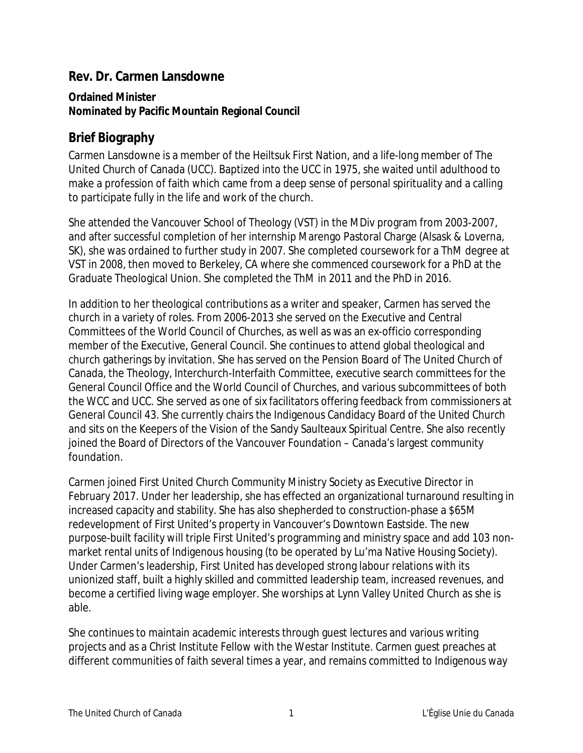## Rev. Dr. Carmen Lansdowne

**Ordained Minister**
**Nominated by Pacific Mountain Regional Council**

## Brief Biography

Carmen Lansdowne is a member of the Heiltsuk First Nation, and a life-long member of The United Church of Canada (UCC). Baptized into the UCC in 1975, she waited until adulthood to make a profession of faith which came from a deep sense of personal spirituality and a calling to participate fully in the life and work of the church.

She attended the Vancouver School of Theology (VST) in the MDiv program from 2003-2007, and after successful completion of her internship Marengo Pastoral Charge (Alsask & Loverna, SK), she was ordained to further study in 2007. She completed coursework for a ThM degree at VST in 2008, then moved to Berkeley, CA where she commenced coursework for a PhD at the Graduate Theological Union. She completed the ThM in 2011 and the PhD in 2016.

In addition to her theological contributions as a writer and speaker, Carmen has served the church in a variety of roles. From 2006-2013 she served on the Executive and Central Committees of the World Council of Churches, as well as was an ex-officio corresponding member of the Executive, General Council. She continues to attend global theological and church gatherings by invitation. She has served on the Pension Board of The United Church of Canada, the Theology, Interchurch-Interfaith Committee, executive search committees for the General Council Office and the World Council of Churches, and various subcommittees of both the WCC and UCC. She served as one of six facilitators offering feedback from commissioners at General Council 43. She currently chairs the Indigenous Candidacy Board of the United Church and sits on the Keepers of the Vision of the Sandy Saulteaux Spiritual Centre. She also recently joined the Board of Directors of the Vancouver Foundation – Canada's largest community foundation.

Carmen joined First United Church Community Ministry Society as Executive Director in February 2017. Under her leadership, she has effected an organizational turnaround resulting in increased capacity and stability. She has also shepherded to construction-phase a $65M redevelopment of First United's property in Vancouver's Downtown Eastside. The new purpose-built facility will triple First United's programming and ministry space and add 103 non-market rental units of Indigenous housing (to be operated by Lu'ma Native Housing Society). Under Carmen's leadership, First United has developed strong labour relations with its unionized staff, built a highly skilled and committed leadership team, increased revenues, and become a certified living wage employer. She worships at Lynn Valley United Church as she is able.

She continues to maintain academic interests through guest lectures and various writing projects and as a Christ Institute Fellow with the Westar Institute. Carmen guest preaches at different communities of faith several times a year, and remains committed to Indigenous way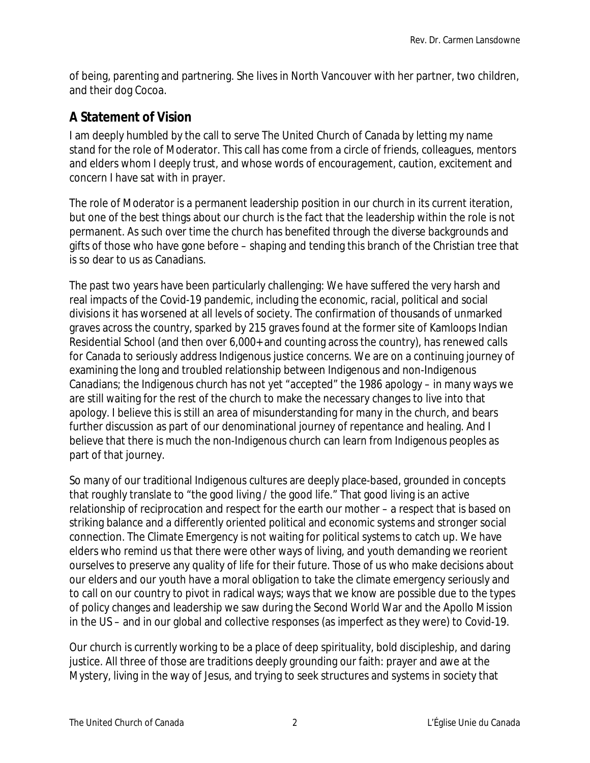of being, parenting and partnering. She lives in North Vancouver with her partner, two children, and their dog Cocoa.

## A Statement of Vision

I am deeply humbled by the call to serve The United Church of Canada by letting my name stand for the role of Moderator. This call has come from a circle of friends, colleagues, mentors and elders whom I deeply trust, and whose words of encouragement, caution, excitement and concern I have sat with in prayer.

The role of Moderator is a permanent leadership position in our church in its current iteration, but one of the best things about our church is the fact that the leadership within the role is not permanent. As such over time the church has benefited through the diverse backgrounds and gifts of those who have gone before – shaping and tending this branch of the Christian tree that is so dear to us as Canadians.

The past two years have been particularly challenging: We have suffered the very harsh and real impacts of the Covid-19 pandemic, including the economic, racial, political and social divisions it has worsened at all levels of society. The confirmation of thousands of unmarked graves across the country, sparked by 215 graves found at the former site of Kamloops Indian Residential School (and then over 6,000+ and counting across the country), has renewed calls for Canada to seriously address Indigenous justice concerns. We are on a continuing journey of examining the long and troubled relationship between Indigenous and non-Indigenous Canadians; the Indigenous church has not yet "accepted" the 1986 apology – in many ways we are still waiting for the rest of the church to make the necessary changes to live into that apology. I believe this is still an area of misunderstanding for many in the church, and bears further discussion as part of our denominational journey of repentance and healing. And I believe that there is much the non-Indigenous church can learn from Indigenous peoples as part of that journey.

So many of our traditional Indigenous cultures are deeply place-based, grounded in concepts that roughly translate to "the good living / the good life." That good living is an active relationship of reciprocation and respect for the earth our mother – a respect that is based on striking balance and a differently oriented political and economic systems and stronger social connection. The Climate Emergency is not waiting for political systems to catch up. We have elders who remind us that there were other ways of living, and youth demanding we reorient ourselves to preserve any quality of life for their future. Those of us who make decisions about our elders and our youth have a moral obligation to take the climate emergency seriously and to call on our country to pivot in radical ways; ways that we know are possible due to the types of policy changes and leadership we saw during the Second World War and the Apollo Mission in the US – and in our global and collective responses (as imperfect as they were) to Covid-19.

Our church is currently working to be a place of deep spirituality, bold discipleship, and daring justice. All three of those are traditions deeply grounding our faith: prayer and awe at the Mystery, living in the way of Jesus, and trying to seek structures and systems in society that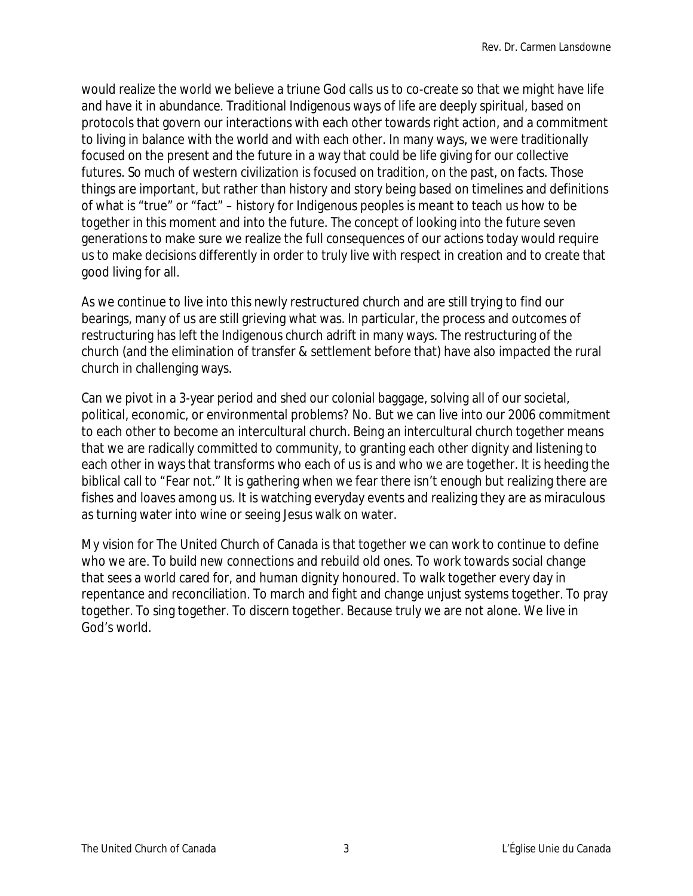would realize the world we believe a triune God calls us to co-create so that we might have life and have it in abundance. Traditional Indigenous ways of life are deeply spiritual, based on protocols that govern our interactions with each other towards right action, and a commitment to living in balance with the world and with each other. In many ways, we were traditionally focused on the present and the future in a way that could be life giving for our collective futures. So much of western civilization is focused on tradition, on the past, on facts. Those things are important, but rather than history and story being based on timelines and definitions of what is "true" or "fact" – history for Indigenous peoples is meant to teach us how to be together in this moment and into the future. The concept of looking into the future seven generations to make sure we realize the full consequences of our actions today would require us to make decisions differently in order to truly live with respect in creation and to create that good living for all.

As we continue to live into this newly restructured church and are still trying to find our bearings, many of us are still grieving what was. In particular, the process and outcomes of restructuring has left the Indigenous church adrift in many ways. The restructuring of the church (and the elimination of transfer & settlement before that) have also impacted the rural church in challenging ways.

Can we pivot in a 3-year period and shed our colonial baggage, solving all of our societal, political, economic, or environmental problems? No. But we can live into our 2006 commitment to each other to become an intercultural church. Being an intercultural church together means that we are radically committed to community, to granting each other dignity and listening to each other in ways that transforms who each of us is and who we are together. It is heeding the biblical call to "Fear not." It is gathering when we fear there isn't enough but realizing there are fishes and loaves among us. It is watching everyday events and realizing they are as miraculous as turning water into wine or seeing Jesus walk on water.

My vision for The United Church of Canada is that together we can work to continue to define who we are. To build new connections and rebuild old ones. To work towards social change that sees a world cared for, and human dignity honoured. To walk together every day in repentance and reconciliation. To march and fight and change unjust systems together. To pray together. To sing together. To discern together. Because truly we are not alone. We live in God's world.